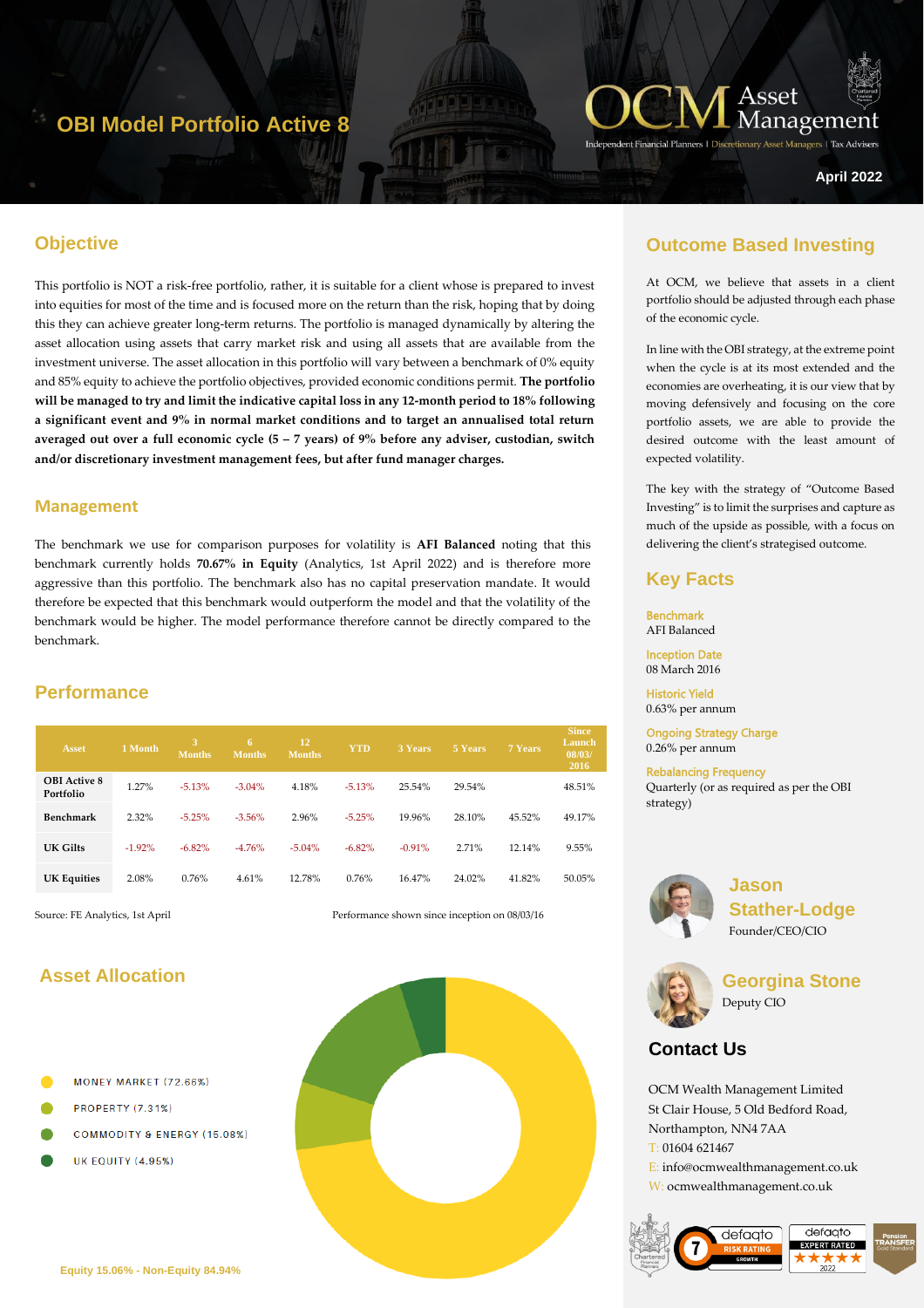# OBI Model Portfolio Active 8

OCM Asset Management

Independent Financial Planners | Discretionary Asset Managers | Tax Advisers

April 2022

## Objective

This portfolio is NOT a risk-free portfolio, rather, it is suitable for a client whose is prepared to invest into equities for most of the time and is focused more on the return than the risk, hoping that by doing this they can achieve greater long-term returns. The portfolio is managed dynamically by altering the asset allocation using assets that carry market risk and using all assets that are available from the investment universe. The asset allocation in this portfolio will vary between a benchmark of 0% equity and 85% equity to achieve the portfolio objectives, provided economic conditions permit. **The portfolio will be managed to try and limit the indicative capital loss in any 12-month period to 18% following a significant event and 9% in normal market conditions and to target an annualised total return averaged out over a full economic cycle (5 – 7 years) of 9% before any adviser, custodian, switch and/or discretionary investment management fees, but after fund manager charges.**

## Management

The benchmark we use for comparison purposes for volatility is **AFI Balanced** noting that this benchmark currently holds **70.67% in Equity** (Analytics, 1st April 2022) and is therefore more aggressive than this portfolio. The benchmark also has no capital preservation mandate. It would therefore be expected that this benchmark would outperform the model and that the volatility of the benchmark would be higher. The model performance therefore cannot be directly compared to the benchmark.

## Performance

| Asset | 1 Month | 3 Months | 6 Months | 12 Months | YTD | 3 Years | 5 Years | 7 Years | Since Launch 08/03/2016 |
|---|---|---|---|---|---|---|---|---|---|
| OBI Active 8 Portfolio | 1.27% | -5.13% | -3.04% | 4.18% | -5.13% | 25.54% | 29.54% | | 48.51% |
| Benchmark | 2.32% | -5.25% | -3.56% | 2.96% | -5.25% | 19.96% | 28.10% | 45.52% | 49.17% |
| UK Gilts | -1.92% | -6.82% | -4.76% | -5.04% | -6.82% | -0.91% | 2.71% | 12.14% | 9.55% |
| UK Equities | 2.08% | 0.76% | 4.61% | 12.78% | 0.76% | 16.47% | 24.02% | 41.82% | 50.05% |

Source: FE Analytics, 1st April

Performance shown since inception on 08/03/16

## Asset Allocation

- MONEY MARKET (72.66%)
- PROPERTY (7.31%)
- COMMODITY & ENERGY (15.08%)
- UK EQUITY (4.95%)

Equity 15.06% - Non-Equity 84.94%

## Outcome Based Investing

At OCM, we believe that assets in a client portfolio should be adjusted through each phase of the economic cycle.

In line with the OBI strategy, at the extreme point when the cycle is at its most extended and the economies are overheating, it is our view that by moving defensively and focusing on the core portfolio assets, we are able to provide the desired outcome with the least amount of expected volatility.

The key with the strategy of "Outcome Based Investing" is to limit the surprises and capture as much of the upside as possible, with a focus on delivering the client's strategised outcome.

## Key Facts

**Benchmark**
AFI Balanced

**Inception Date**
08 March 2016

**Historic Yield**
0.63% per annum

**Ongoing Strategy Charge**
0.26% per annum

**Rebalancing Frequency**
Quarterly (or as required as per the OBI strategy)

**Jason Stather-Lodge**
Founder/CEO/CIO

**Georgina Stone**
Deputy CIO

## Contact Us

OCM Wealth Management Limited
St Clair House, 5 Old Bedford Road,
Northampton, NN4 7AA
T: 01604 621467
E: info@ocmwealthmanagement.co.uk
W: ocmwealthmanagement.co.uk

defaqto 7 RISK RATING GROWTH | defaqto EXPERT RATED 2022 | Pension Transfer Gold Standard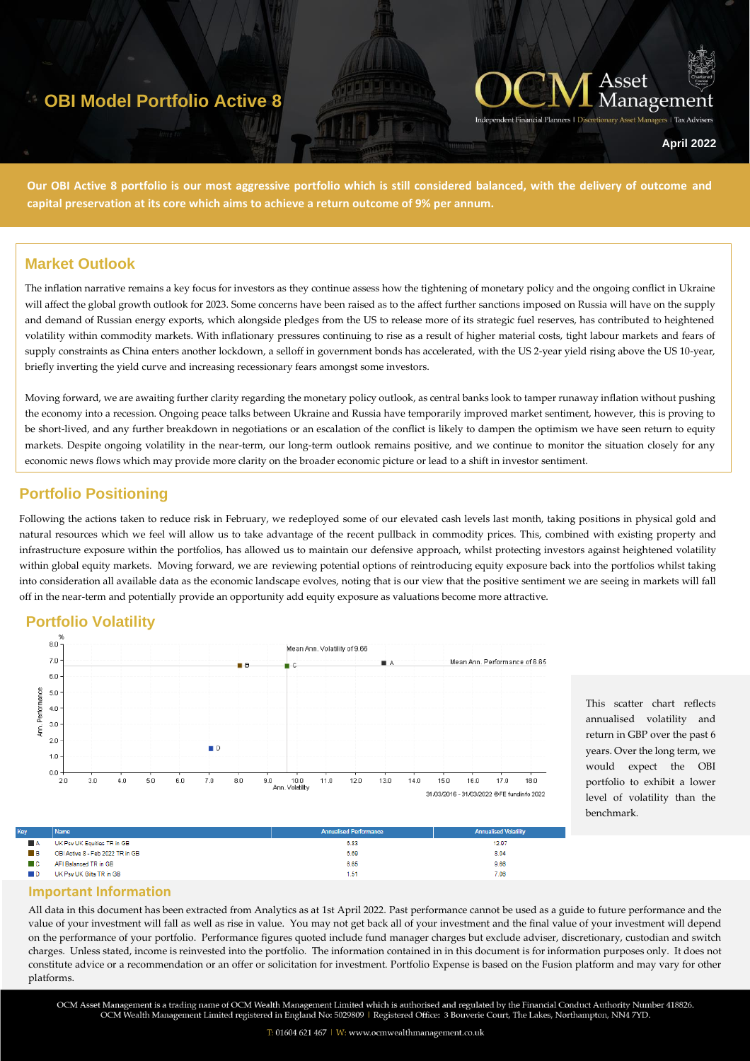# OBI Model Portfolio Active 8

OCM Asset Management

Independent Financial Planners | Discretionary Asset Managers | Tax Advisers

**April 2022**

**Our OBI Active 8 portfolio is our most aggressive portfolio which is still considered balanced, with the delivery of outcome and capital preservation at its core which aims to achieve a return outcome of 9% per annum.**

## Market Outlook

The inflation narrative remains a key focus for investors as they continue assess how the tightening of monetary policy and the ongoing conflict in Ukraine will affect the global growth outlook for 2023. Some concerns have been raised as to the affect further sanctions imposed on Russia will have on the supply and demand of Russian energy exports, which alongside pledges from the US to release more of its strategic fuel reserves, has contributed to heightened volatility within commodity markets. With inflationary pressures continuing to rise as a result of higher material costs, tight labour markets and fears of supply constraints as China enters another lockdown, a selloff in government bonds has accelerated, with the US 2-year yield rising above the US 10-year, briefly inverting the yield curve and increasing recessionary fears amongst some investors.

Moving forward, we are awaiting further clarity regarding the monetary policy outlook, as central banks look to tamper runaway inflation without pushing the economy into a recession. Ongoing peace talks between Ukraine and Russia have temporarily improved market sentiment, however, this is proving to be short-lived, and any further breakdown in negotiations or an escalation of the conflict is likely to dampen the optimism we have seen return to equity markets. Despite ongoing volatility in the near-term, our long-term outlook remains positive, and we continue to monitor the situation closely for any economic news flows which may provide more clarity on the broader economic picture or lead to a shift in investor sentiment.

## Portfolio Positioning

Following the actions taken to reduce risk in February, we redeployed some of our elevated cash levels last month, taking positions in physical gold and natural resources which we feel will allow us to take advantage of the recent pullback in commodity prices. This, combined with existing property and infrastructure exposure within the portfolios, has allowed us to maintain our defensive approach, whilst protecting investors against heightened volatility within global equity markets. Moving forward, we are reviewing potential options of reintroducing equity exposure back into the portfolios whilst taking into consideration all available data as the economic landscape evolves, noting that is our view that the positive sentiment we are seeing in markets will fall off in the near-term and potentially provide an opportunity add equity exposure as valuations become more attractive.

## Portfolio Volatility

%

Ann. Performance

Mean Ann. Volatility of 9.66

Mean Ann. Performance of 6.65

Ann. Volatility

31/03/2016 - 31/03/2022 ©FE fundinfo 2022

This scatter chart reflects annualised volatility and return in GBP over the past 6 years. Over the long term, we would expect the OBI portfolio to exhibit a lower level of volatility than the benchmark.

| Key | Name | Annualised Performance | Annualised Volatility |
|---|---|---|---|
| A | UK Psv UK Equities TR in GB | 6.83 | 12.97 |
| B | OBI Active 8 - Feb 2022 TR in GB | 6.69 | 8.04 |
| C | AFI Balanced TR in GB | 6.65 | 9.66 |
| D | UK Psv UK Gilts TR in GB | 1.51 | 7.06 |

## Important Information

All data in this document has been extracted from Analytics as at 1st April 2022. Past performance cannot be used as a guide to future performance and the value of your investment will fall as well as rise in value. You may not get back all of your investment and the final value of your investment will depend on the performance of your portfolio. Performance figures quoted include fund manager charges but exclude adviser, discretionary, custodian and switch charges. Unless stated, income is reinvested into the portfolio. The information contained in in this document is for information purposes only. It does not constitute advice or a recommendation or an offer or solicitation for investment. Portfolio Expense is based on the Fusion platform and may vary for other platforms.

OCM Asset Management is a trading name of OCM Wealth Management Limited which is authorised and regulated by the Financial Conduct Authority Number 418826. OCM Wealth Management Limited registered in England No: 5029809 | Registered Office: 3 Bouverie Court, The Lakes, Northampton, NN4 7YD.

T: 01604 621 467 | W: www.ocmwealthmanagement.co.uk